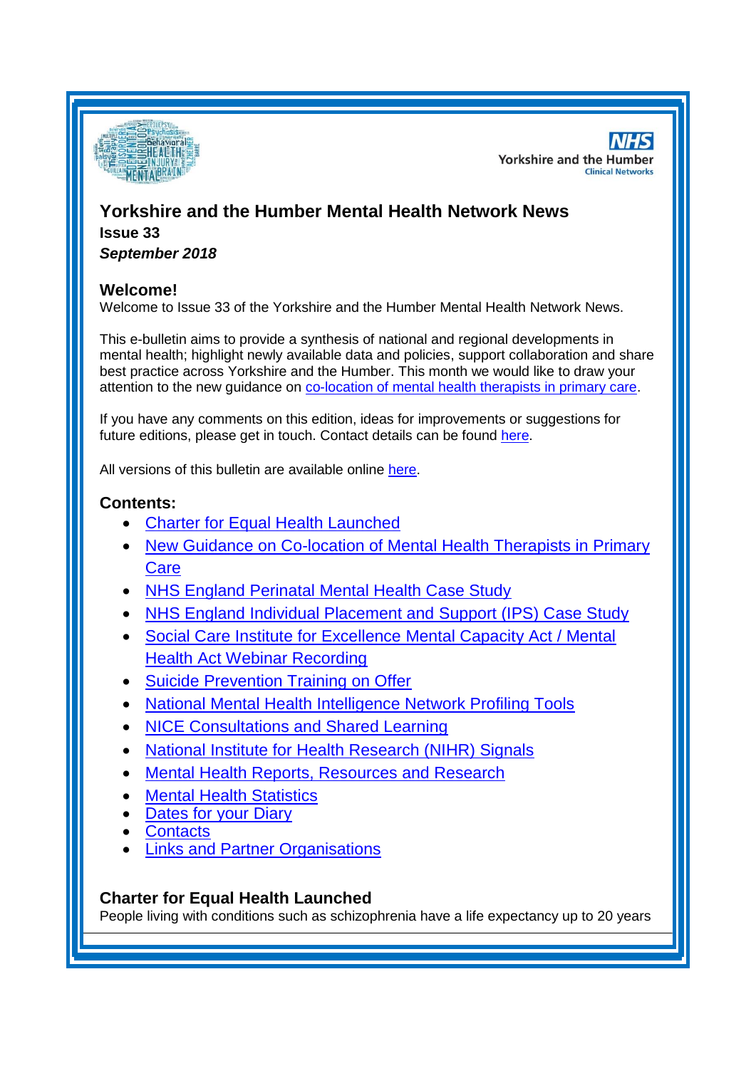# Yorkshire and the Humber Mental Health Network News

**Issue 33**

***September 2018***

## Welcome!

Welcome to Issue 33 of the Yorkshire and the Humber Mental Health Network News.

This e-bulletin aims to provide a synthesis of national and regional developments in mental health; highlight newly available data and policies, support collaboration and share best practice across Yorkshire and the Humber. This month we would like to draw your attention to the new guidance on co-location of mental health therapists in primary care.

If you have any comments on this edition, ideas for improvements or suggestions for future editions, please get in touch. Contact details can be found here.

All versions of this bulletin are available online here.

## Contents:

- Charter for Equal Health Launched
- New Guidance on Co-location of Mental Health Therapists in Primary Care
- NHS England Perinatal Mental Health Case Study
- NHS England Individual Placement and Support (IPS) Case Study
- Social Care Institute for Excellence Mental Capacity Act / Mental Health Act Webinar Recording
- Suicide Prevention Training on Offer
- National Mental Health Intelligence Network Profiling Tools
- NICE Consultations and Shared Learning
- National Institute for Health Research (NIHR) Signals
- Mental Health Reports, Resources and Research
- Mental Health Statistics
- Dates for your Diary
- Contacts
- Links and Partner Organisations

## Charter for Equal Health Launched

People living with conditions such as schizophrenia have a life expectancy up to 20 years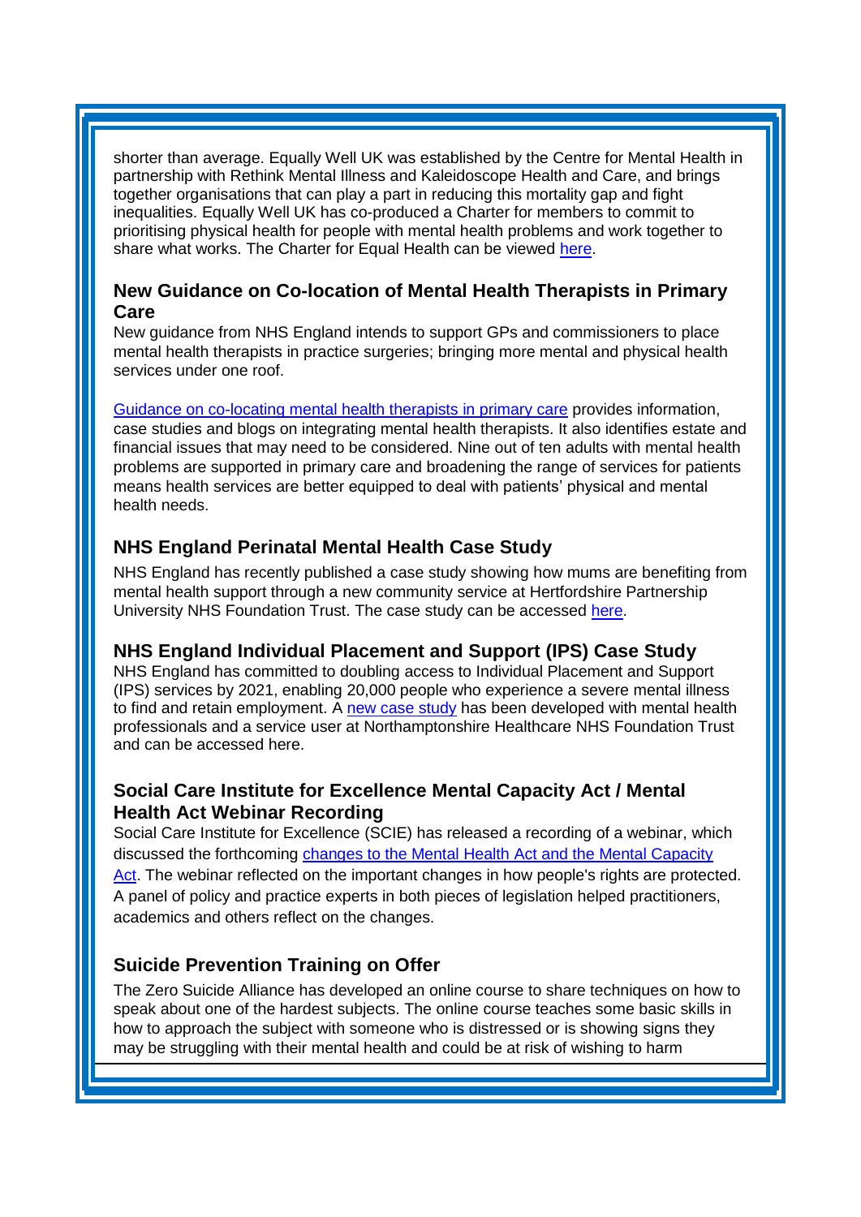shorter than average. Equally Well UK was established by the Centre for Mental Health in partnership with Rethink Mental Illness and Kaleidoscope Health and Care, and brings together organisations that can play a part in reducing this mortality gap and fight inequalities. Equally Well UK has co-produced a Charter for members to commit to prioritising physical health for people with mental health problems and work together to share what works. The Charter for Equal Health can be viewed here.

### New Guidance on Co-location of Mental Health Therapists in Primary Care

New guidance from NHS England intends to support GPs and commissioners to place mental health therapists in practice surgeries; bringing more mental and physical health services under one roof.

Guidance on co-locating mental health therapists in primary care provides information, case studies and blogs on integrating mental health therapists. It also identifies estate and financial issues that may need to be considered. Nine out of ten adults with mental health problems are supported in primary care and broadening the range of services for patients means health services are better equipped to deal with patients' physical and mental health needs.

### NHS England Perinatal Mental Health Case Study

NHS England has recently published a case study showing how mums are benefiting from mental health support through a new community service at Hertfordshire Partnership University NHS Foundation Trust. The case study can be accessed here.

### NHS England Individual Placement and Support (IPS) Case Study

NHS England has committed to doubling access to Individual Placement and Support (IPS) services by 2021, enabling 20,000 people who experience a severe mental illness to find and retain employment. A new case study has been developed with mental health professionals and a service user at Northamptonshire Healthcare NHS Foundation Trust and can be accessed here.

### Social Care Institute for Excellence Mental Capacity Act / Mental Health Act Webinar Recording

Social Care Institute for Excellence (SCIE) has released a recording of a webinar, which discussed the forthcoming changes to the Mental Health Act and the Mental Capacity Act. The webinar reflected on the important changes in how people's rights are protected. A panel of policy and practice experts in both pieces of legislation helped practitioners, academics and others reflect on the changes.

### Suicide Prevention Training on Offer

The Zero Suicide Alliance has developed an online course to share techniques on how to speak about one of the hardest subjects. The online course teaches some basic skills in how to approach the subject with someone who is distressed or is showing signs they may be struggling with their mental health and could be at risk of wishing to harm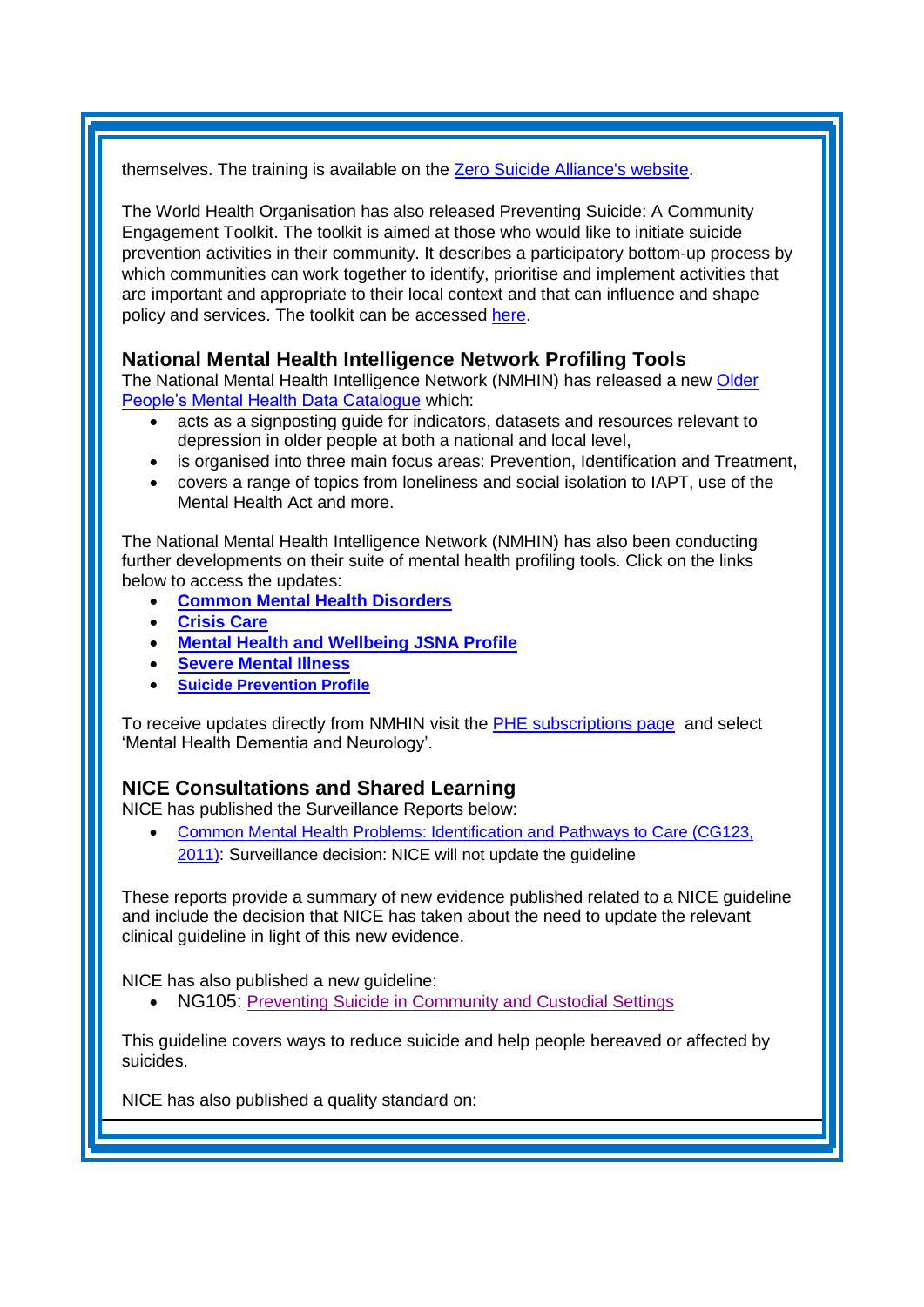themselves. The training is available on the Zero Suicide Alliance's website.

The World Health Organisation has also released Preventing Suicide: A Community Engagement Toolkit. The toolkit is aimed at those who would like to initiate suicide prevention activities in their community. It describes a participatory bottom-up process by which communities can work together to identify, prioritise and implement activities that are important and appropriate to their local context and that can influence and shape policy and services. The toolkit can be accessed here.

### National Mental Health Intelligence Network Profiling Tools

The National Mental Health Intelligence Network (NMHIN) has released a new Older People's Mental Health Data Catalogue which:

- acts as a signposting guide for indicators, datasets and resources relevant to depression in older people at both a national and local level,
- is organised into three main focus areas: Prevention, Identification and Treatment,
- covers a range of topics from loneliness and social isolation to IAPT, use of the Mental Health Act and more.

The National Mental Health Intelligence Network (NMHIN) has also been conducting further developments on their suite of mental health profiling tools. Click on the links below to access the updates:

- **Common Mental Health Disorders**
- **Crisis Care**
- **Mental Health and Wellbeing JSNA Profile**
- **Severe Mental Illness**
- **Suicide Prevention Profile**

To receive updates directly from NMHIN visit the PHE subscriptions page and select 'Mental Health Dementia and Neurology'.

### NICE Consultations and Shared Learning

NICE has published the Surveillance Reports below:

- Common Mental Health Problems: Identification and Pathways to Care (CG123, 2011): Surveillance decision: NICE will not update the guideline

These reports provide a summary of new evidence published related to a NICE guideline and include the decision that NICE has taken about the need to update the relevant clinical guideline in light of this new evidence.

NICE has also published a new guideline:

- NG105: Preventing Suicide in Community and Custodial Settings

This guideline covers ways to reduce suicide and help people bereaved or affected by suicides.

NICE has also published a quality standard on: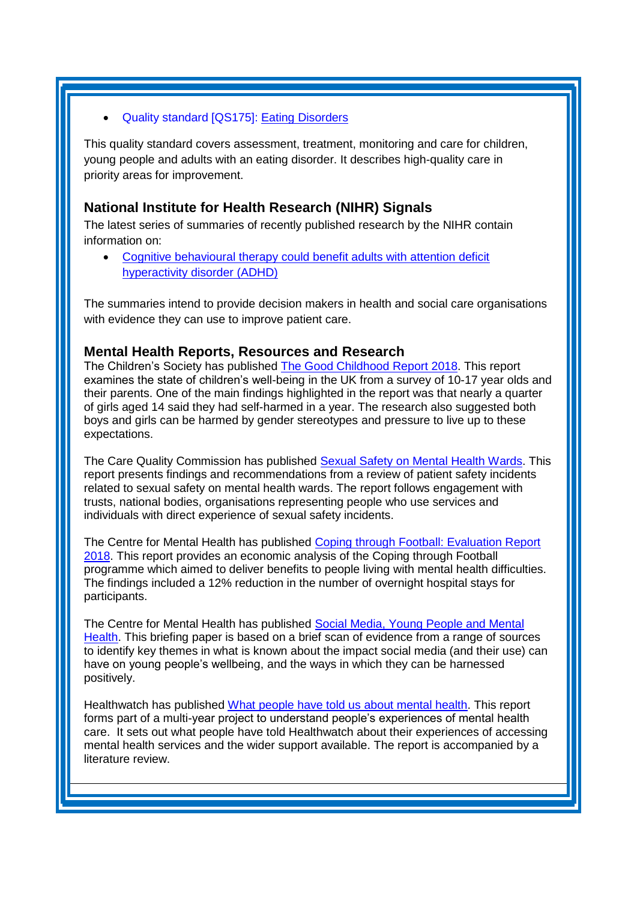- Quality standard [QS175]: Eating Disorders

This quality standard covers assessment, treatment, monitoring and care for children, young people and adults with an eating disorder. It describes high-quality care in priority areas for improvement.

### National Institute for Health Research (NIHR) Signals

The latest series of summaries of recently published research by the NIHR contain information on:

- Cognitive behavioural therapy could benefit adults with attention deficit hyperactivity disorder (ADHD)

The summaries intend to provide decision makers in health and social care organisations with evidence they can use to improve patient care.

### Mental Health Reports, Resources and Research

The Children's Society has published The Good Childhood Report 2018. This report examines the state of children's well-being in the UK from a survey of 10-17 year olds and their parents. One of the main findings highlighted in the report was that nearly a quarter of girls aged 14 said they had self-harmed in a year. The research also suggested both boys and girls can be harmed by gender stereotypes and pressure to live up to these expectations.

The Care Quality Commission has published Sexual Safety on Mental Health Wards. This report presents findings and recommendations from a review of patient safety incidents related to sexual safety on mental health wards. The report follows engagement with trusts, national bodies, organisations representing people who use services and individuals with direct experience of sexual safety incidents.

The Centre for Mental Health has published Coping through Football: Evaluation Report 2018. This report provides an economic analysis of the Coping through Football programme which aimed to deliver benefits to people living with mental health difficulties. The findings included a 12% reduction in the number of overnight hospital stays for participants.

The Centre for Mental Health has published Social Media, Young People and Mental Health. This briefing paper is based on a brief scan of evidence from a range of sources to identify key themes in what is known about the impact social media (and their use) can have on young people's wellbeing, and the ways in which they can be harnessed positively.

Healthwatch has published What people have told us about mental health. This report forms part of a multi-year project to understand people's experiences of mental health care. It sets out what people have told Healthwatch about their experiences of accessing mental health services and the wider support available. The report is accompanied by a literature review.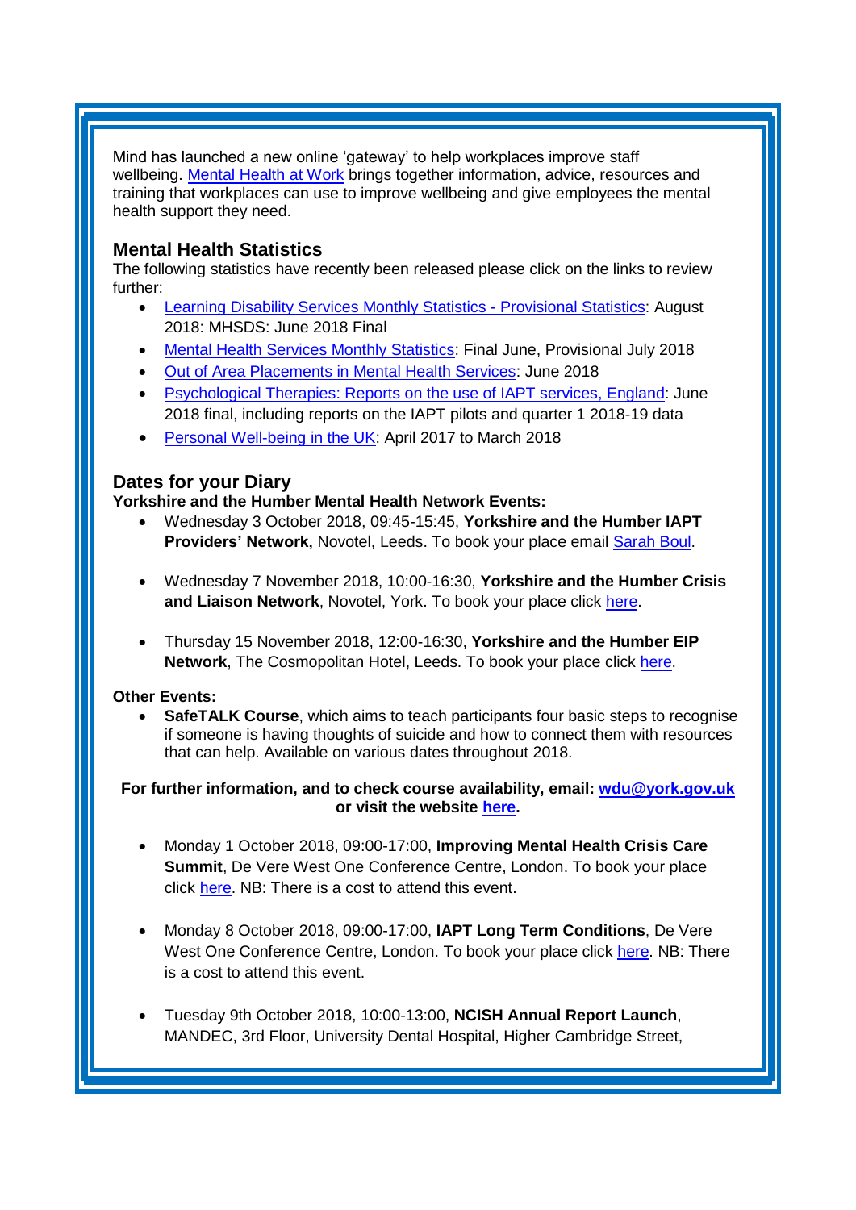Mind has launched a new online 'gateway' to help workplaces improve staff wellbeing. Mental Health at Work brings together information, advice, resources and training that workplaces can use to improve wellbeing and give employees the mental health support they need.

## Mental Health Statistics

The following statistics have recently been released please click on the links to review further:

- Learning Disability Services Monthly Statistics - Provisional Statistics: August 2018: MHSDS: June 2018 Final
- Mental Health Services Monthly Statistics: Final June, Provisional July 2018
- Out of Area Placements in Mental Health Services: June 2018
- Psychological Therapies: Reports on the use of IAPT services, England: June 2018 final, including reports on the IAPT pilots and quarter 1 2018-19 data
- Personal Well-being in the UK: April 2017 to March 2018

## Dates for your Diary

**Yorkshire and the Humber Mental Health Network Events:**

- Wednesday 3 October 2018, 09:45-15:45, **Yorkshire and the Humber IAPT Providers' Network,** Novotel, Leeds. To book your place email Sarah Boul.

- Wednesday 7 November 2018, 10:00-16:30, **Yorkshire and the Humber Crisis and Liaison Network**, Novotel, York. To book your place click here.

- Thursday 15 November 2018, 12:00-16:30, **Yorkshire and the Humber EIP Network**, The Cosmopolitan Hotel, Leeds. To book your place click here.

**Other Events:**

- **SafeTALK Course**, which aims to teach participants four basic steps to recognise if someone is having thoughts of suicide and how to connect them with resources that can help. Available on various dates throughout 2018.

**For further information, and to check course availability, email: wdu@york.gov.uk or visit the website here.**

- Monday 1 October 2018, 09:00-17:00, **Improving Mental Health Crisis Care Summit**, De Vere West One Conference Centre, London. To book your place click here. NB: There is a cost to attend this event.

- Monday 8 October 2018, 09:00-17:00, **IAPT Long Term Conditions**, De Vere West One Conference Centre, London. To book your place click here. NB: There is a cost to attend this event.

- Tuesday 9th October 2018, 10:00-13:00, **NCISH Annual Report Launch**, MANDEC, 3rd Floor, University Dental Hospital, Higher Cambridge Street,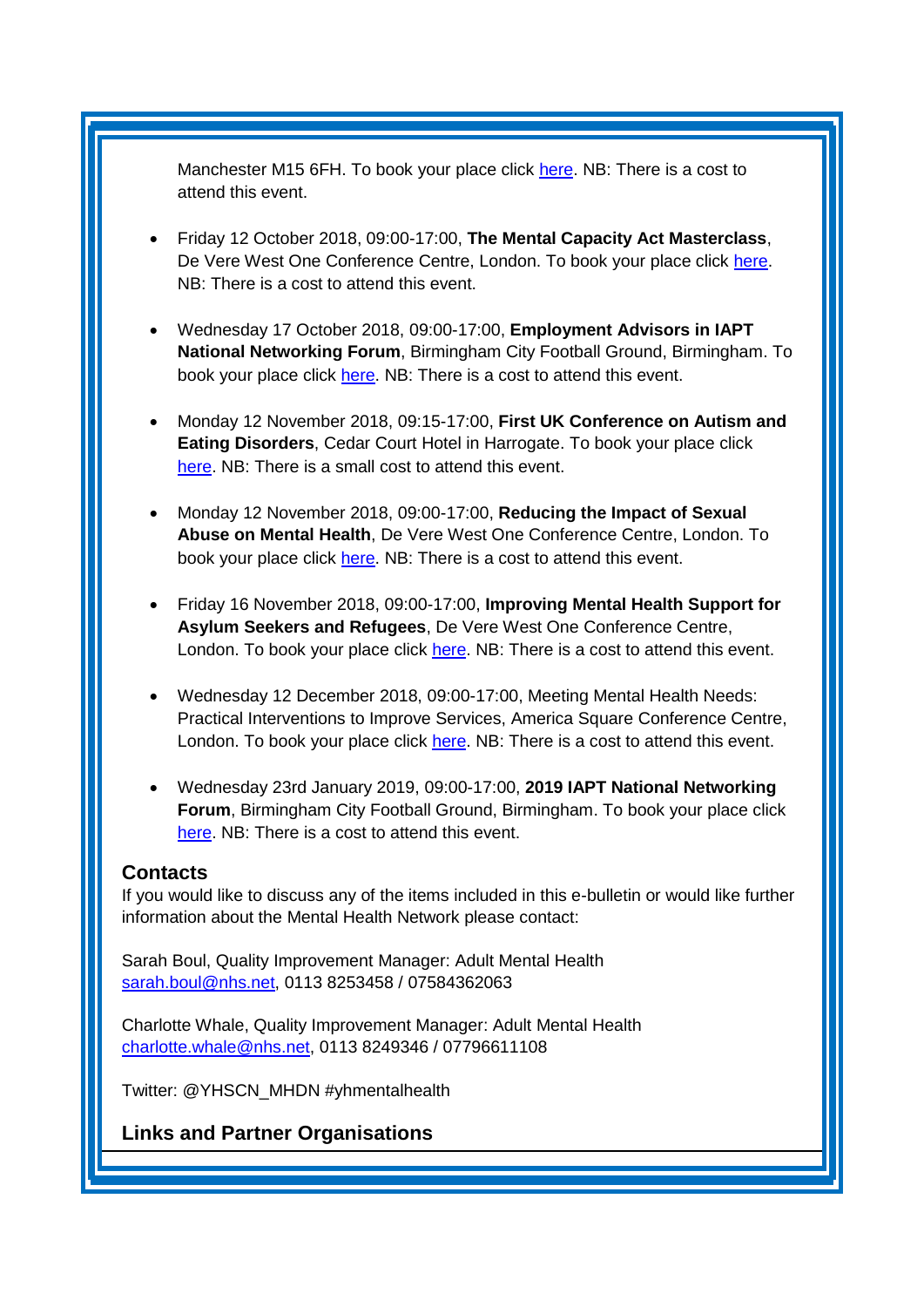Manchester M15 6FH. To book your place click here. NB: There is a cost to attend this event.

- Friday 12 October 2018, 09:00-17:00, **The Mental Capacity Act Masterclass**, De Vere West One Conference Centre, London. To book your place click here. NB: There is a cost to attend this event.

- Wednesday 17 October 2018, 09:00-17:00, **Employment Advisors in IAPT National Networking Forum**, Birmingham City Football Ground, Birmingham. To book your place click here. NB: There is a cost to attend this event.

- Monday 12 November 2018, 09:15-17:00, **First UK Conference on Autism and Eating Disorders**, Cedar Court Hotel in Harrogate. To book your place click here. NB: There is a small cost to attend this event.

- Monday 12 November 2018, 09:00-17:00, **Reducing the Impact of Sexual Abuse on Mental Health**, De Vere West One Conference Centre, London. To book your place click here. NB: There is a cost to attend this event.

- Friday 16 November 2018, 09:00-17:00, **Improving Mental Health Support for Asylum Seekers and Refugees**, De Vere West One Conference Centre, London. To book your place click here. NB: There is a cost to attend this event.

- Wednesday 12 December 2018, 09:00-17:00, Meeting Mental Health Needs: Practical Interventions to Improve Services, America Square Conference Centre, London. To book your place click here. NB: There is a cost to attend this event.

- Wednesday 23rd January 2019, 09:00-17:00, **2019 IAPT National Networking Forum**, Birmingham City Football Ground, Birmingham. To book your place click here. NB: There is a cost to attend this event.

### Contacts

If you would like to discuss any of the items included in this e-bulletin or would like further information about the Mental Health Network please contact:

Sarah Boul, Quality Improvement Manager: Adult Mental Health
sarah.boul@nhs.net, 0113 8253458 / 07584362063

Charlotte Whale, Quality Improvement Manager: Adult Mental Health
charlotte.whale@nhs.net, 0113 8249346 / 07796611108

Twitter: @YHSCN_MHDN #yhmentalhealth

### Links and Partner Organisations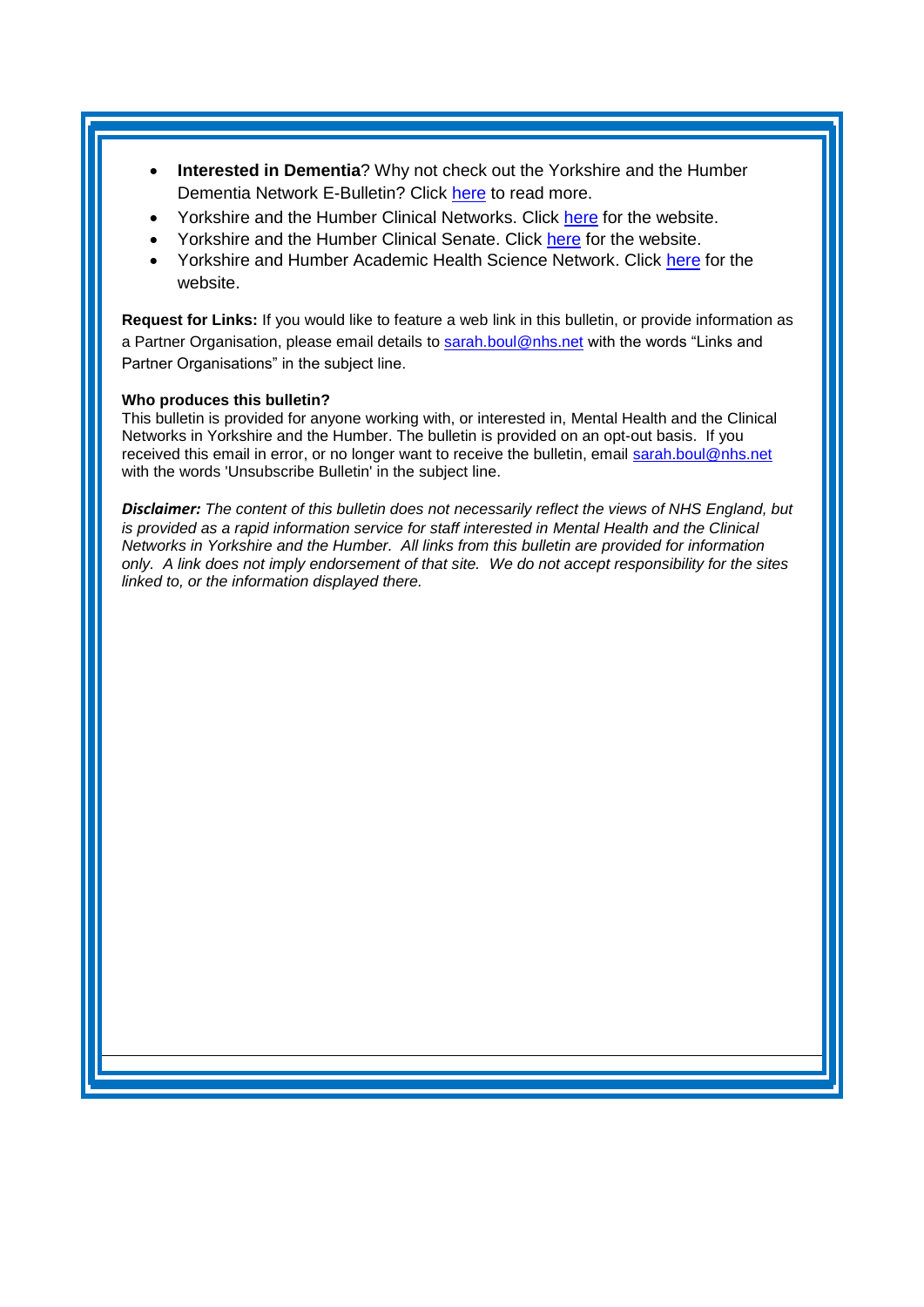- **Interested in Dementia**? Why not check out the Yorkshire and the Humber Dementia Network E-Bulletin? Click here to read more.
- Yorkshire and the Humber Clinical Networks. Click here for the website.
- Yorkshire and the Humber Clinical Senate. Click here for the website.
- Yorkshire and Humber Academic Health Science Network. Click here for the website.

**Request for Links:** If you would like to feature a web link in this bulletin, or provide information as a Partner Organisation, please email details to sarah.boul@nhs.net with the words "Links and Partner Organisations" in the subject line.

**Who produces this bulletin?**
This bulletin is provided for anyone working with, or interested in, Mental Health and the Clinical Networks in Yorkshire and the Humber. The bulletin is provided on an opt-out basis. If you received this email in error, or no longer want to receive the bulletin, email sarah.boul@nhs.net with the words 'Unsubscribe Bulletin' in the subject line.

***Disclaimer:*** *The content of this bulletin does not necessarily reflect the views of NHS England, but is provided as a rapid information service for staff interested in Mental Health and the Clinical Networks in Yorkshire and the Humber. All links from this bulletin are provided for information only. A link does not imply endorsement of that site. We do not accept responsibility for the sites linked to, or the information displayed there.*